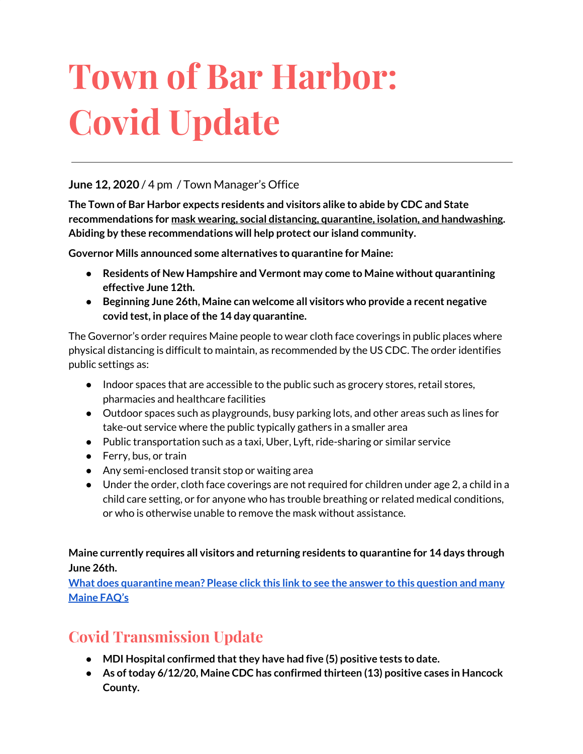# Town of Bar Harbor: Covid Update

---

**June 12, 2020** / 4 pm / Town Manager's Office

**The Town of Bar Harbor expects residents and visitors alike to abide by CDC and State recommendations for mask wearing, social distancing, quarantine, isolation, and handwashing. Abiding by these recommendations will help protect our island community.**

**Governor Mills announced some alternatives to quarantine for Maine:**

- **Residents of New Hampshire and Vermont may come to Maine without quarantining effective June 12th.**
- **Beginning June 26th, Maine can welcome all visitors who provide a recent negative covid test, in place of the 14 day quarantine.**

The Governor's order requires Maine people to wear cloth face coverings in public places where physical distancing is difficult to maintain, as recommended by the US CDC. The order identifies public settings as:

- Indoor spaces that are accessible to the public such as grocery stores, retail stores, pharmacies and healthcare facilities
- Outdoor spaces such as playgrounds, busy parking lots, and other areas such as lines for take-out service where the public typically gathers in a smaller area
- Public transportation such as a taxi, Uber, Lyft, ride-sharing or similar service
- Ferry, bus, or train
- Any semi-enclosed transit stop or waiting area
- Under the order, cloth face coverings are not required for children under age 2, a child in a child care setting, or for anyone who has trouble breathing or related medical conditions, or who is otherwise unable to remove the mask without assistance.

**Maine currently requires all visitors and returning residents to quarantine for 14 days through June 26th.**
**What does quarantine mean? Please click this link to see the answer to this question and many Maine FAQ's**

## Covid Transmission Update

- **MDI Hospital confirmed that they have had five (5) positive tests to date.**
- **As of today 6/12/20, Maine CDC has confirmed thirteen (13) positive cases in Hancock County.**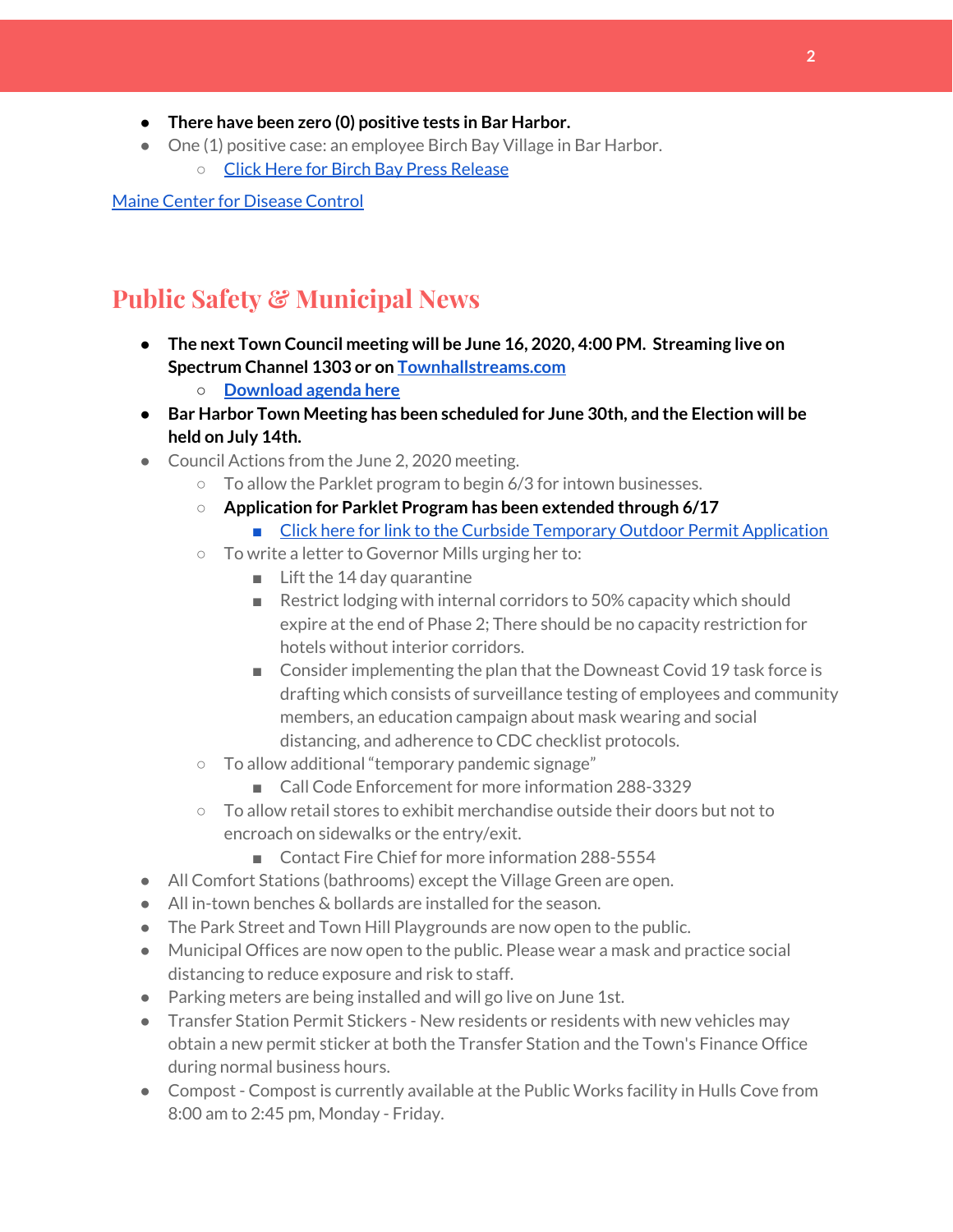- **There have been zero (0) positive tests in Bar Harbor.**
- One (1) positive case: an employee Birch Bay Village in Bar Harbor.
    - Click Here for Birch Bay Press Release

Maine Center for Disease Control

## Public Safety & Municipal News

- **The next Town Council meeting will be June 16, 2020, 4:00 PM. Streaming live on Spectrum Channel 1303 or on Townhallstreams.com**
    - **Download agenda here**
- **Bar Harbor Town Meeting has been scheduled for June 30th, and the Election will be held on July 14th.**
- Council Actions from the June 2, 2020 meeting.
    - To allow the Parklet program to begin 6/3 for intown businesses.
    - **Application for Parklet Program has been extended through 6/17**
        - Click here for link to the Curbside Temporary Outdoor Permit Application
    - To write a letter to Governor Mills urging her to:
        - Lift the 14 day quarantine
        - Restrict lodging with internal corridors to 50% capacity which should expire at the end of Phase 2; There should be no capacity restriction for hotels without interior corridors.
        - Consider implementing the plan that the Downeast Covid 19 task force is drafting which consists of surveillance testing of employees and community members, an education campaign about mask wearing and social distancing, and adherence to CDC checklist protocols.
    - To allow additional "temporary pandemic signage"
        - Call Code Enforcement for more information 288-3329
    - To allow retail stores to exhibit merchandise outside their doors but not to encroach on sidewalks or the entry/exit.
        - Contact Fire Chief for more information 288-5554
- All Comfort Stations (bathrooms) except the Village Green are open.
- All in-town benches & bollards are installed for the season.
- The Park Street and Town Hill Playgrounds are now open to the public.
- Municipal Offices are now open to the public. Please wear a mask and practice social distancing to reduce exposure and risk to staff.
- Parking meters are being installed and will go live on June 1st.
- Transfer Station Permit Stickers - New residents or residents with new vehicles may obtain a new permit sticker at both the Transfer Station and the Town's Finance Office during normal business hours.
- Compost - Compost is currently available at the Public Works facility in Hulls Cove from 8:00 am to 2:45 pm, Monday - Friday.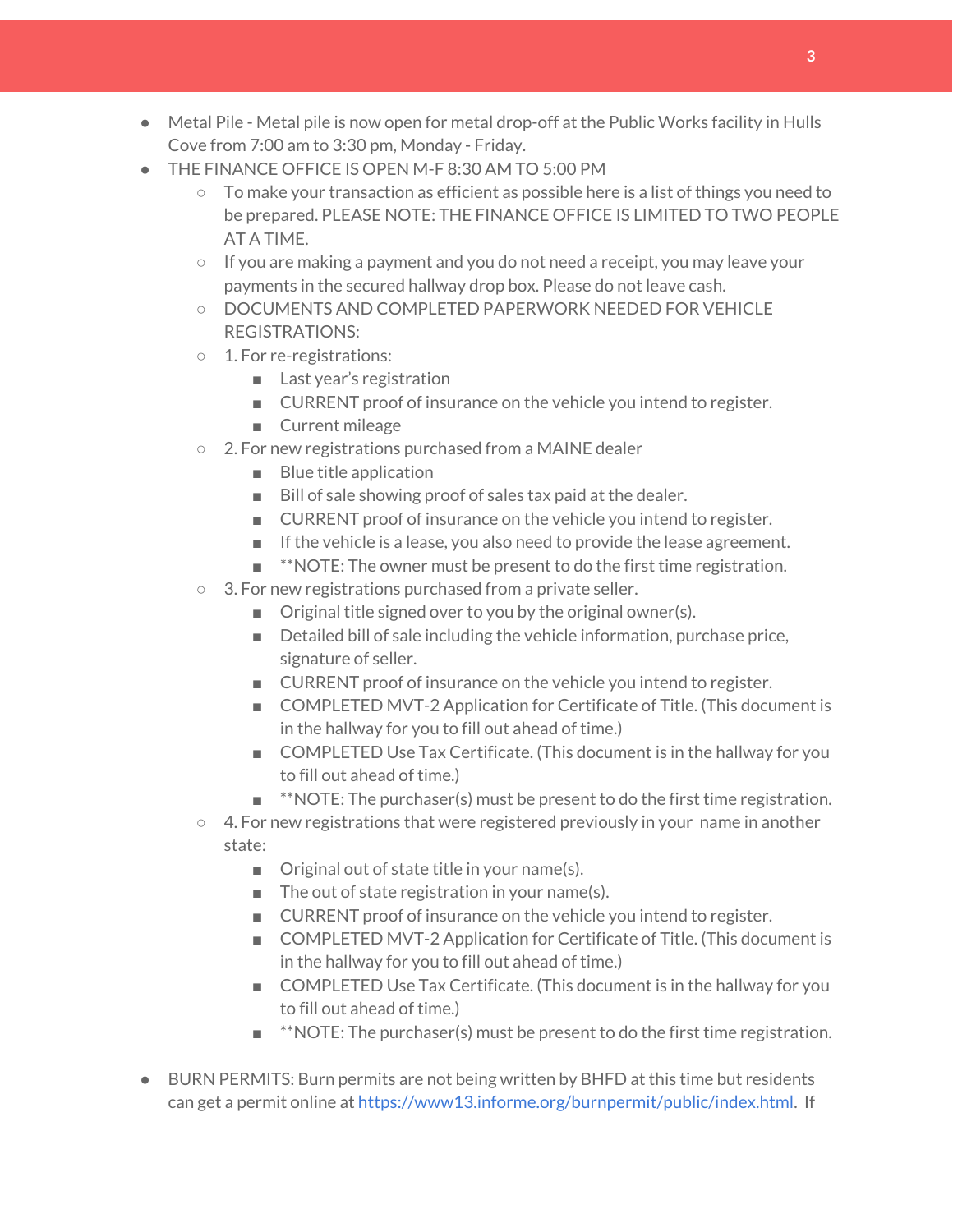- Metal Pile - Metal pile is now open for metal drop-off at the Public Works facility in Hulls Cove from 7:00 am to 3:30 pm, Monday - Friday.
- THE FINANCE OFFICE IS OPEN M-F 8:30 AM TO 5:00 PM
  - To make your transaction as efficient as possible here is a list of things you need to be prepared. PLEASE NOTE: THE FINANCE OFFICE IS LIMITED TO TWO PEOPLE AT A TIME.
  - If you are making a payment and you do not need a receipt, you may leave your payments in the secured hallway drop box. Please do not leave cash.
  - DOCUMENTS AND COMPLETED PAPERWORK NEEDED FOR VEHICLE REGISTRATIONS:
  - 1. For re-registrations:
    - Last year's registration
    - CURRENT proof of insurance on the vehicle you intend to register.
    - Current mileage
  - 2. For new registrations purchased from a MAINE dealer
    - Blue title application
    - Bill of sale showing proof of sales tax paid at the dealer.
    - CURRENT proof of insurance on the vehicle you intend to register.
    - If the vehicle is a lease, you also need to provide the lease agreement.
    - **NOTE: The owner must be present to do the first time registration.
  - 3. For new registrations purchased from a private seller.
    - Original title signed over to you by the original owner(s).
    - Detailed bill of sale including the vehicle information, purchase price, signature of seller.
    - CURRENT proof of insurance on the vehicle you intend to register.
    - COMPLETED MVT-2 Application for Certificate of Title. (This document is in the hallway for you to fill out ahead of time.)
    - COMPLETED Use Tax Certificate. (This document is in the hallway for you to fill out ahead of time.)
    - **NOTE: The purchaser(s) must be present to do the first time registration.
  - 4. For new registrations that were registered previously in your name in another state:
    - Original out of state title in your name(s).
    - The out of state registration in your name(s).
    - CURRENT proof of insurance on the vehicle you intend to register.
    - COMPLETED MVT-2 Application for Certificate of Title. (This document is in the hallway for you to fill out ahead of time.)
    - COMPLETED Use Tax Certificate. (This document is in the hallway for you to fill out ahead of time.)
    - **NOTE: The purchaser(s) must be present to do the first time registration.

- BURN PERMITS: Burn permits are not being written by BHFD at this time but residents can get a permit online at [https://www13.informe.org/burnpermit/public/index.html](https://www13.informe.org/burnpermit/public/index.html). If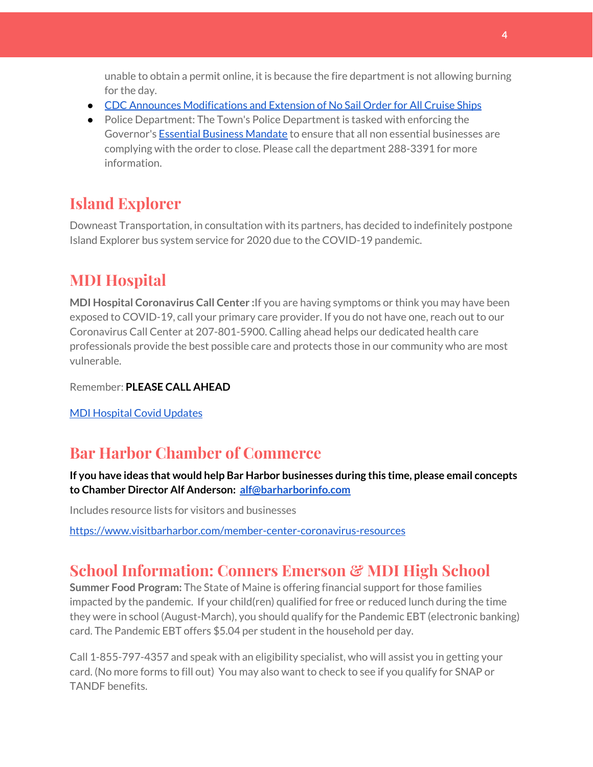unable to obtain a permit online, it is because the fire department is not allowing burning for the day.

- CDC Announces Modifications and Extension of No Sail Order for All Cruise Ships
- Police Department: The Town's Police Department is tasked with enforcing the Governor's Essential Business Mandate to ensure that all non essential businesses are complying with the order to close. Please call the department 288-3391 for more information.

## Island Explorer

Downeast Transportation, in consultation with its partners, has decided to indefinitely postpone Island Explorer bus system service for 2020 due to the COVID-19 pandemic.

## MDI Hospital

**MDI Hospital Coronavirus Call Center :**If you are having symptoms or think you may have been exposed to COVID-19, call your primary care provider. If you do not have one, reach out to our Coronavirus Call Center at 207-801-5900. Calling ahead helps our dedicated health care professionals provide the best possible care and protects those in our community who are most vulnerable.

Remember: **PLEASE CALL AHEAD**

MDI Hospital Covid Updates

## Bar Harbor Chamber of Commerce

**If you have ideas that would help Bar Harbor businesses during this time, please email concepts to Chamber Director Alf Anderson: alf@barharborinfo.com**

Includes resource lists for visitors and businesses

https://www.visitbarharbor.com/member-center-coronavirus-resources

## School Information: Conners Emerson & MDI High School

**Summer Food Program:** The State of Maine is offering financial support for those families impacted by the pandemic. If your child(ren) qualified for free or reduced lunch during the time they were in school (August-March), you should qualify for the Pandemic EBT (electronic banking) card. The Pandemic EBT offers $5.04 per student in the household per day.

Call 1-855-797-4357 and speak with an eligibility specialist, who will assist you in getting your card. (No more forms to fill out) You may also want to check to see if you qualify for SNAP or TANDF benefits.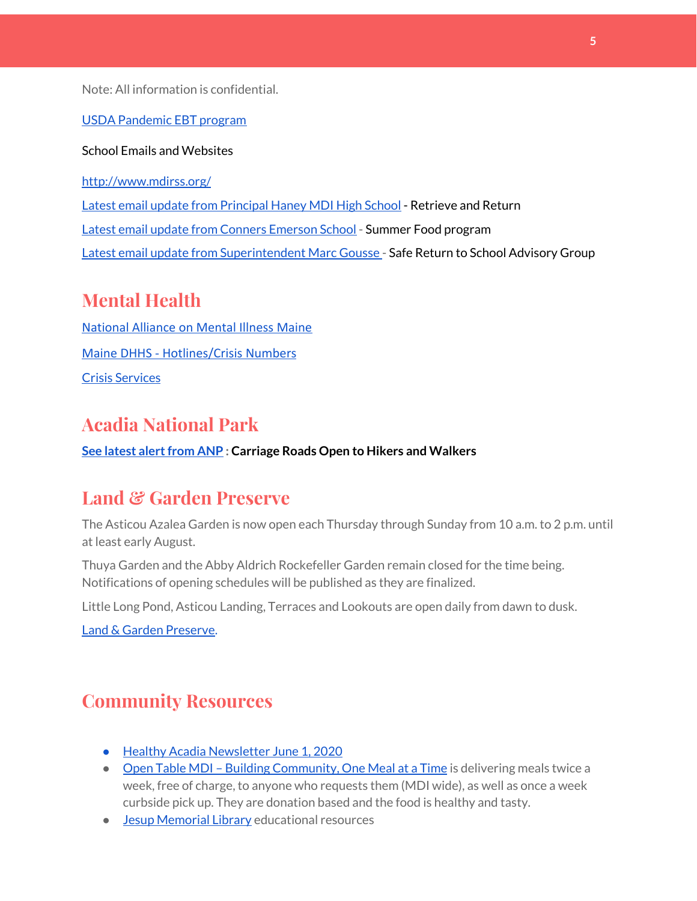Note: All information is confidential.

USDA Pandemic EBT program

School Emails and Websites

http://www.mdirss.org/

Latest email update from Principal Haney MDI High School - Retrieve and Return

Latest email update from Conners Emerson School - Summer Food program

Latest email update from Superintendent Marc Gousse - Safe Return to School Advisory Group

## Mental Health

National Alliance on Mental Illness Maine

Maine DHHS - Hotlines/Crisis Numbers

Crisis Services

## Acadia National Park

**See latest alert from ANP : Carriage Roads Open to Hikers and Walkers**

## Land & Garden Preserve

The Asticou Azalea Garden is now open each Thursday through Sunday from 10 a.m. to 2 p.m. until at least early August.

Thuya Garden and the Abby Aldrich Rockefeller Garden remain closed for the time being. Notifications of opening schedules will be published as they are finalized.

Little Long Pond, Asticou Landing, Terraces and Lookouts are open daily from dawn to dusk.

Land & Garden Preserve.

## Community Resources

- Healthy Acadia Newsletter June 1, 2020
- Open Table MDI – Building Community, One Meal at a Time is delivering meals twice a week, free of charge, to anyone who requests them (MDI wide), as well as once a week curbside pick up. They are donation based and the food is healthy and tasty.
- Jesup Memorial Library educational resources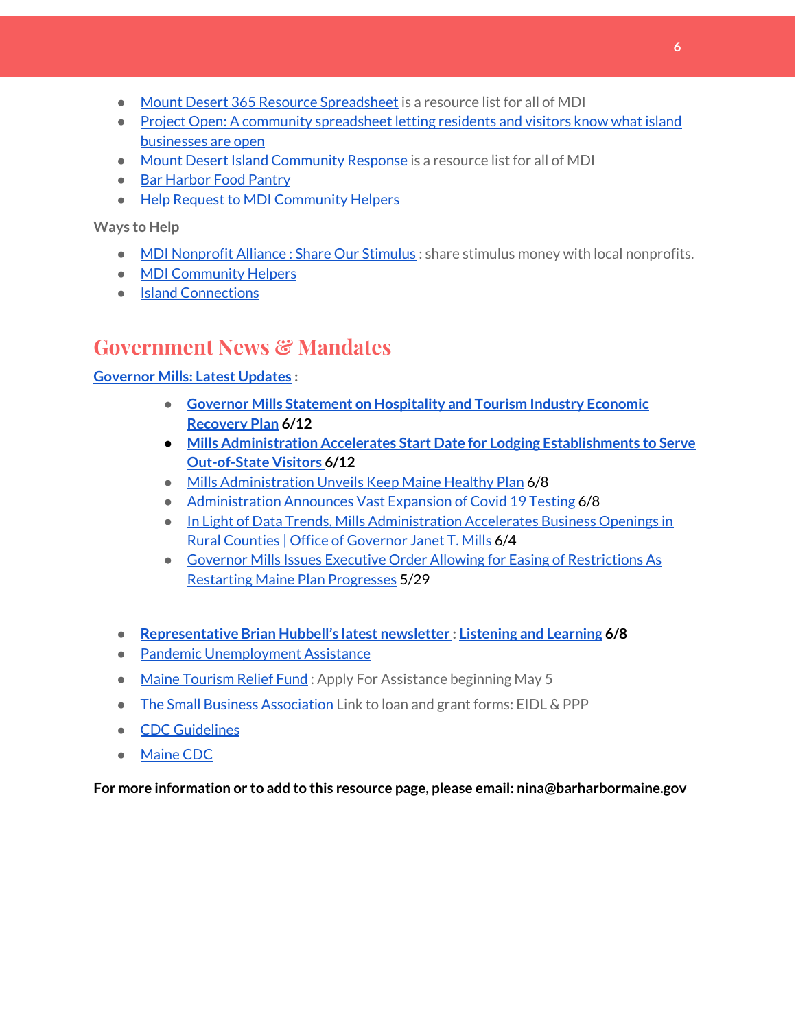- Mount Desert 365 Resource Spreadsheet is a resource list for all of MDI
- Project Open: A community spreadsheet letting residents and visitors know what island businesses are open
- Mount Desert Island Community Response is a resource list for all of MDI
- Bar Harbor Food Pantry
- Help Request to MDI Community Helpers

Ways to Help

- MDI Nonprofit Alliance : Share Our Stimulus : share stimulus money with local nonprofits.
- MDI Community Helpers
- Island Connections

## Government News & Mandates

**Governor Mills: Latest Updates :**

- **Governor Mills Statement on Hospitality and Tourism Industry Economic Recovery Plan 6/12**
- **Mills Administration Accelerates Start Date for Lodging Establishments to Serve Out-of-State Visitors 6/12**
- Mills Administration Unveils Keep Maine Healthy Plan 6/8
- Administration Announces Vast Expansion of Covid 19 Testing 6/8
- In Light of Data Trends, Mills Administration Accelerates Business Openings in Rural Counties | Office of Governor Janet T. Mills 6/4
- Governor Mills Issues Executive Order Allowing for Easing of Restrictions As Restarting Maine Plan Progresses 5/29

- **Representative Brian Hubbell's latest newsletter : Listening and Learning 6/8**
- Pandemic Unemployment Assistance
- Maine Tourism Relief Fund : Apply For Assistance beginning May 5
- The Small Business Association Link to loan and grant forms: EIDL & PPP
- CDC Guidelines
- Maine CDC

**For more information or to add to this resource page, please email: nina@barharbormaine.gov**